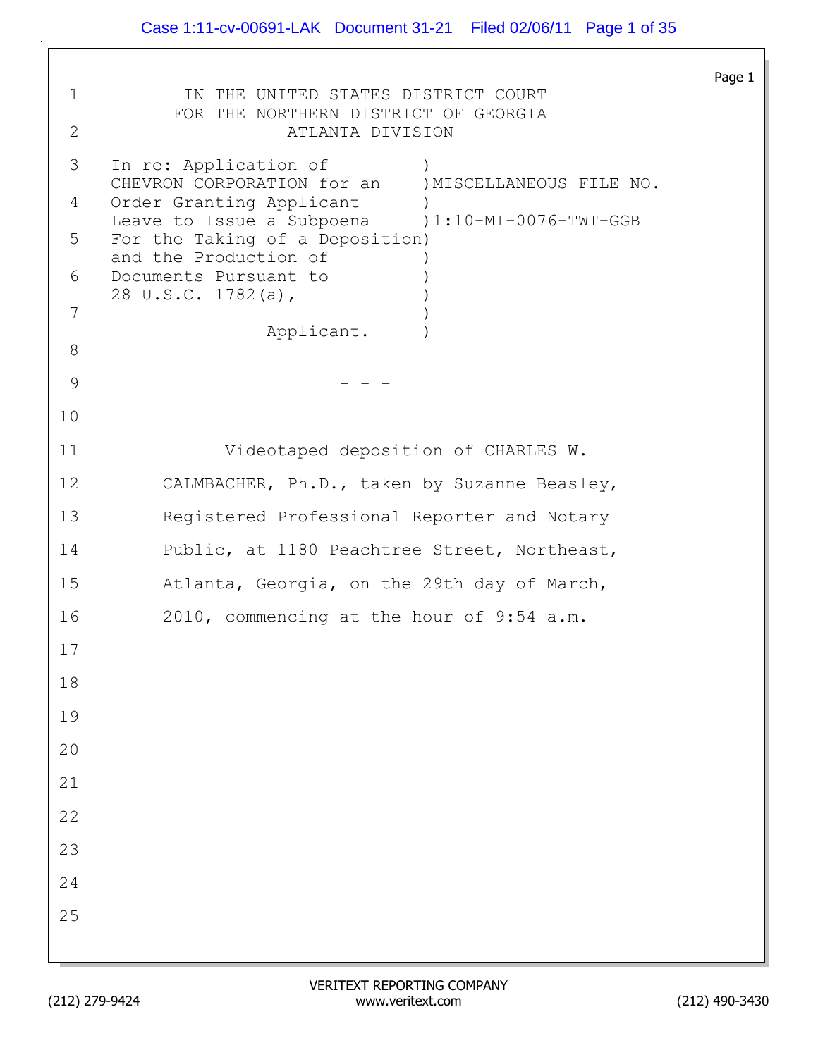IN THE UNITED STATES DISTRICT COURT
FOR THE NORTHERN DISTRICT OF GEORGIA
ATLANTA DIVISION

In re: Application of CHEVRON CORPORATION for an Order Granting Applicant Leave to Issue a Subpoena For the Taking of a Deposition and the Production of Documents Pursuant to 28 U.S.C. 1782(a),

Applicant.

MISCELLANEOUS FILE NO. 1:10-MI-0076-TWT-GGB

\- - -

Videotaped deposition of CHARLES W. CALMBACHER, Ph.D., taken by Suzanne Beasley, Registered Professional Reporter and Notary Public, at 1180 Peachtree Street, Northeast, Atlanta, Georgia, on the 29th day of March, 2010, commencing at the hour of 9:54 a.m.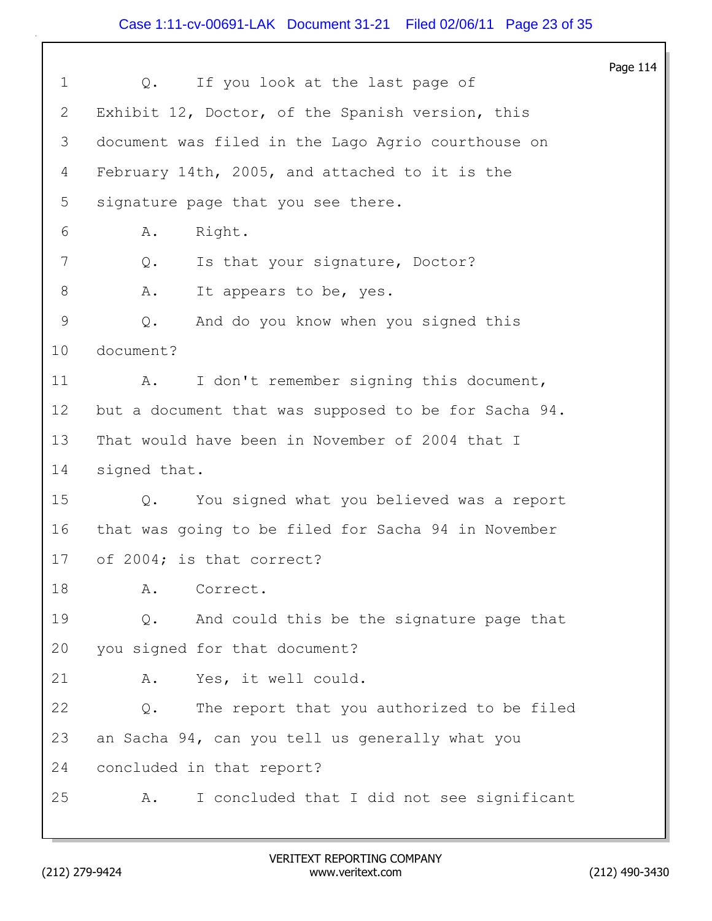1 Q. If you look at the last page of
2 Exhibit 12, Doctor, of the Spanish version, this
3 document was filed in the Lago Agrio courthouse on
4 February 14th, 2005, and attached to it is the
5 signature page that you see there.
6 A. Right.
7 Q. Is that your signature, Doctor?
8 A. It appears to be, yes.
9 Q. And do you know when you signed this
10 document?
11 A. I don't remember signing this document,
12 but a document that was supposed to be for Sacha 94.
13 That would have been in November of 2004 that I
14 signed that.
15 Q. You signed what you believed was a report
16 that was going to be filed for Sacha 94 in November
17 of 2004; is that correct?
18 A. Correct.
19 Q. And could this be the signature page that
20 you signed for that document?
21 A. Yes, it well could.
22 Q. The report that you authorized to be filed
23 an Sacha 94, can you tell us generally what you
24 concluded in that report?
25 A. I concluded that I did not see significant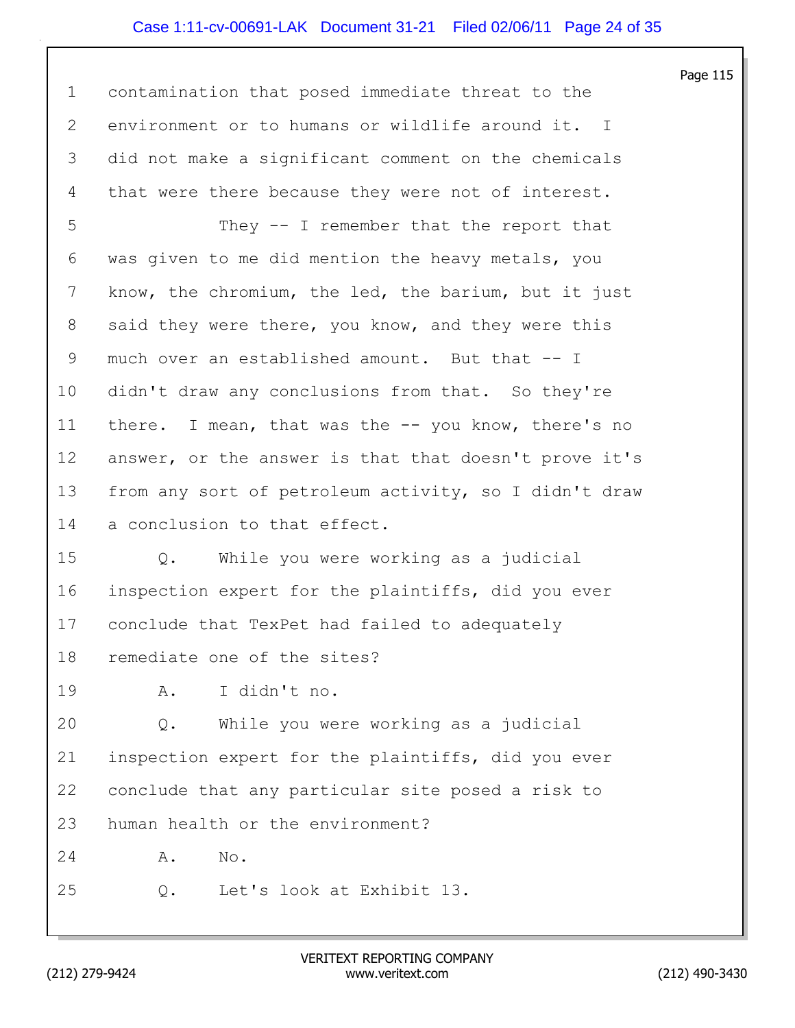Page 115

1 contamination that posed immediate threat to the
2 environment or to humans or wildlife around it. I
3 did not make a significant comment on the chemicals
4 that were there because they were not of interest.
5 They -- I remember that the report that
6 was given to me did mention the heavy metals, you
7 know, the chromium, the led, the barium, but it just
8 said they were there, you know, and they were this
9 much over an established amount. But that -- I
10 didn't draw any conclusions from that. So they're
11 there. I mean, that was the -- you know, there's no
12 answer, or the answer is that that doesn't prove it's
13 from any sort of petroleum activity, so I didn't draw
14 a conclusion to that effect.
15 Q. While you were working as a judicial
16 inspection expert for the plaintiffs, did you ever
17 conclude that TexPet had failed to adequately
18 remediate one of the sites?
19 A. I didn't no.
20 Q. While you were working as a judicial
21 inspection expert for the plaintiffs, did you ever
22 conclude that any particular site posed a risk to
23 human health or the environment?
24 A. No.
25 Q. Let's look at Exhibit 13.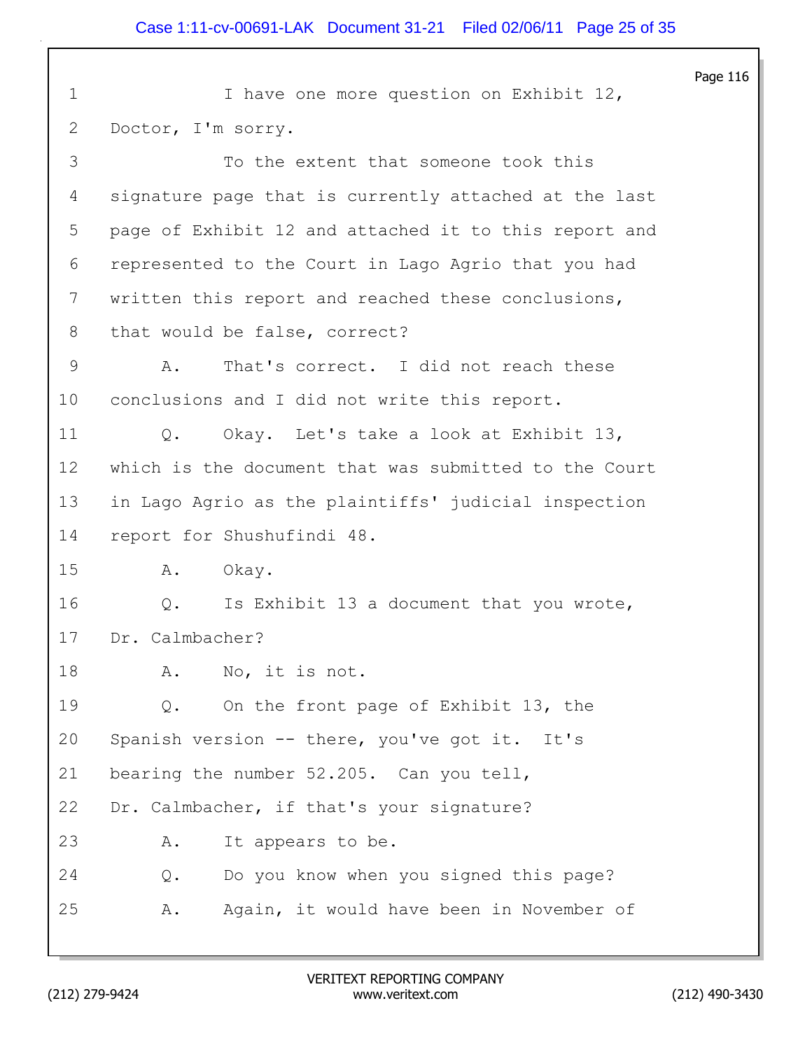1 I have one more question on Exhibit 12,
2 Doctor, I'm sorry.
3 To the extent that someone took this
4 signature page that is currently attached at the last
5 page of Exhibit 12 and attached it to this report and
6 represented to the Court in Lago Agrio that you had
7 written this report and reached these conclusions,
8 that would be false, correct?
9 A. That's correct. I did not reach these
10 conclusions and I did not write this report.
11 Q. Okay. Let's take a look at Exhibit 13,
12 which is the document that was submitted to the Court
13 in Lago Agrio as the plaintiffs' judicial inspection
14 report for Shushufindi 48.
15 A. Okay.
16 Q. Is Exhibit 13 a document that you wrote,
17 Dr. Calmbacher?
18 A. No, it is not.
19 Q. On the front page of Exhibit 13, the
20 Spanish version -- there, you've got it. It's
21 bearing the number 52.205. Can you tell,
22 Dr. Calmbacher, if that's your signature?
23 A. It appears to be.
24 Q. Do you know when you signed this page?
25 A. Again, it would have been in November of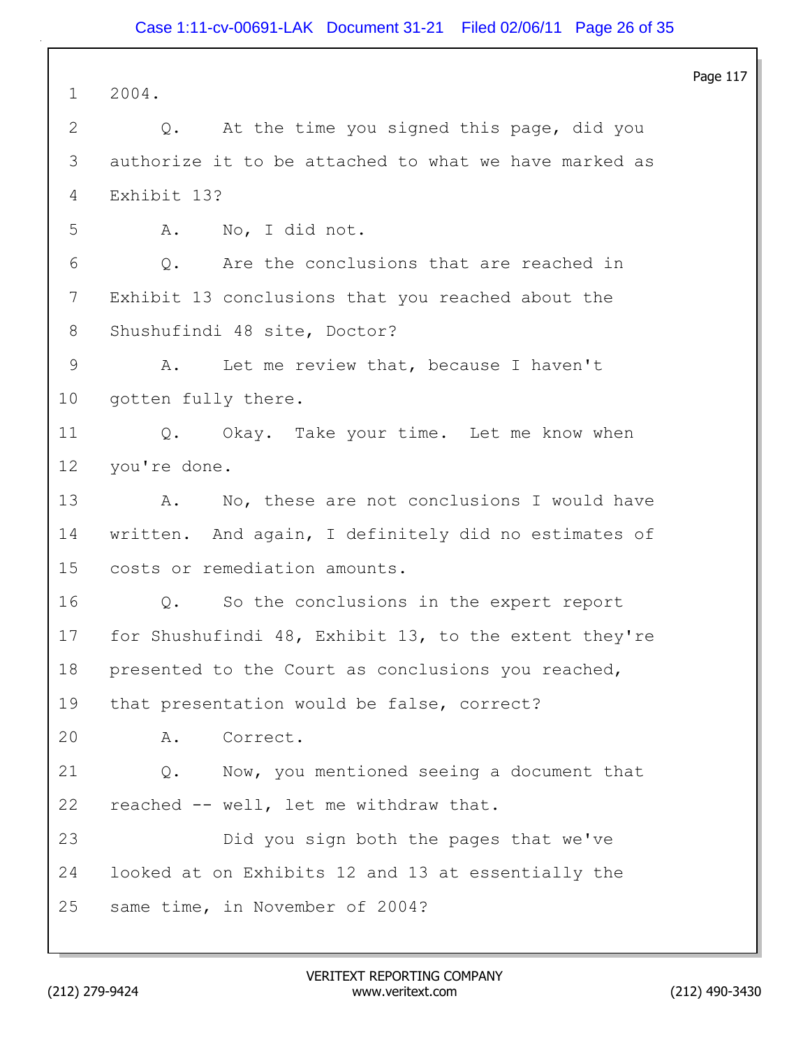1 2004.

2 Q. At the time you signed this page, did you

3 authorize it to be attached to what we have marked as

4 Exhibit 13?

5 A. No, I did not.

6 Q. Are the conclusions that are reached in

7 Exhibit 13 conclusions that you reached about the

8 Shushufindi 48 site, Doctor?

9 A. Let me review that, because I haven't

10 gotten fully there.

11 Q. Okay. Take your time. Let me know when

12 you're done.

13 A. No, these are not conclusions I would have

14 written. And again, I definitely did no estimates of

15 costs or remediation amounts.

16 Q. So the conclusions in the expert report

17 for Shushufindi 48, Exhibit 13, to the extent they're

18 presented to the Court as conclusions you reached,

19 that presentation would be false, correct?

20 A. Correct.

21 Q. Now, you mentioned seeing a document that

22 reached -- well, let me withdraw that.

23 Did you sign both the pages that we've

24 looked at on Exhibits 12 and 13 at essentially the

25 same time, in November of 2004?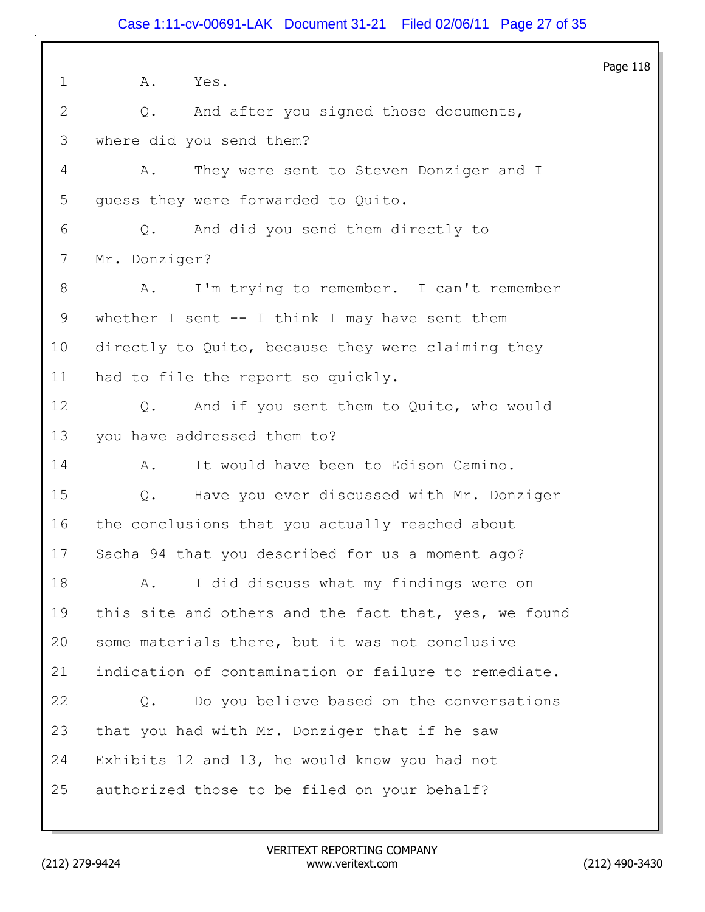1 A. Yes.

2 Q. And after you signed those documents,

3 where did you send them?

4 A. They were sent to Steven Donziger and I

5 guess they were forwarded to Quito.

6 Q. And did you send them directly to

7 Mr. Donziger?

8 A. I'm trying to remember. I can't remember

9 whether I sent -- I think I may have sent them

10 directly to Quito, because they were claiming they

11 had to file the report so quickly.

12 Q. And if you sent them to Quito, who would

13 you have addressed them to?

14 A. It would have been to Edison Camino.

15 Q. Have you ever discussed with Mr. Donziger

16 the conclusions that you actually reached about

17 Sacha 94 that you described for us a moment ago?

18 A. I did discuss what my findings were on

19 this site and others and the fact that, yes, we found

20 some materials there, but it was not conclusive

21 indication of contamination or failure to remediate.

22 Q. Do you believe based on the conversations

23 that you had with Mr. Donziger that if he saw

24 Exhibits 12 and 13, he would know you had not

25 authorized those to be filed on your behalf?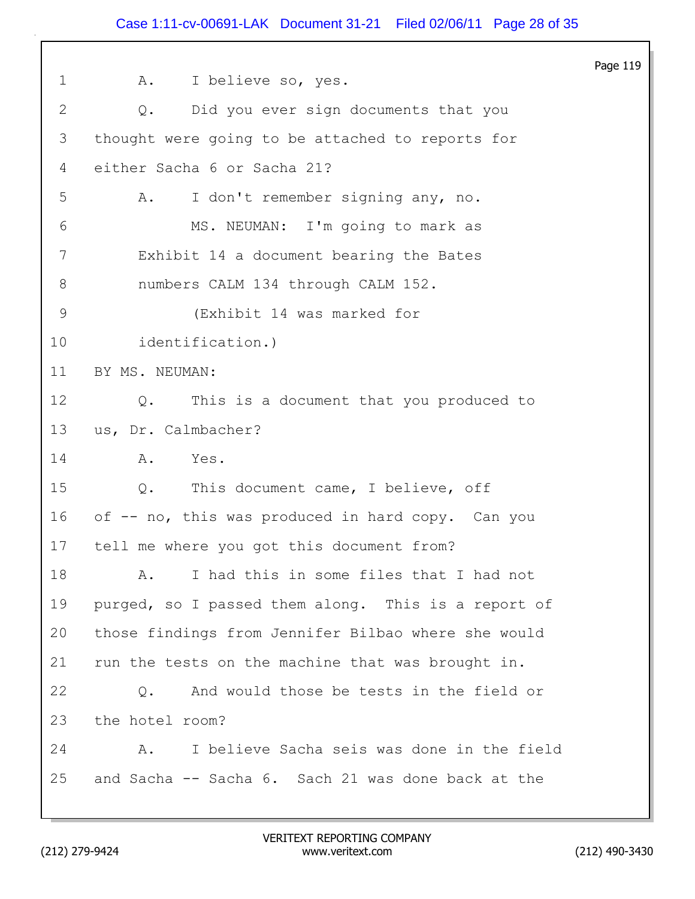1 A. I believe so, yes.

2 Q. Did you ever sign documents that you

3 thought were going to be attached to reports for

4 either Sacha 6 or Sacha 21?

5 A. I don't remember signing any, no.

6 MS. NEUMAN: I'm going to mark as

7 Exhibit 14 a document bearing the Bates

8 numbers CALM 134 through CALM 152.

9 (Exhibit 14 was marked for

10 identification.)

11 BY MS. NEUMAN:

12 Q. This is a document that you produced to

13 us, Dr. Calmbacher?

14 A. Yes.

15 Q. This document came, I believe, off

16 of -- no, this was produced in hard copy. Can you

17 tell me where you got this document from?

18 A. I had this in some files that I had not

19 purged, so I passed them along. This is a report of

20 those findings from Jennifer Bilbao where she would

21 run the tests on the machine that was brought in.

22 Q. And would those be tests in the field or

23 the hotel room?

24 A. I believe Sacha seis was done in the field

25 and Sacha -- Sacha 6. Sach 21 was done back at the